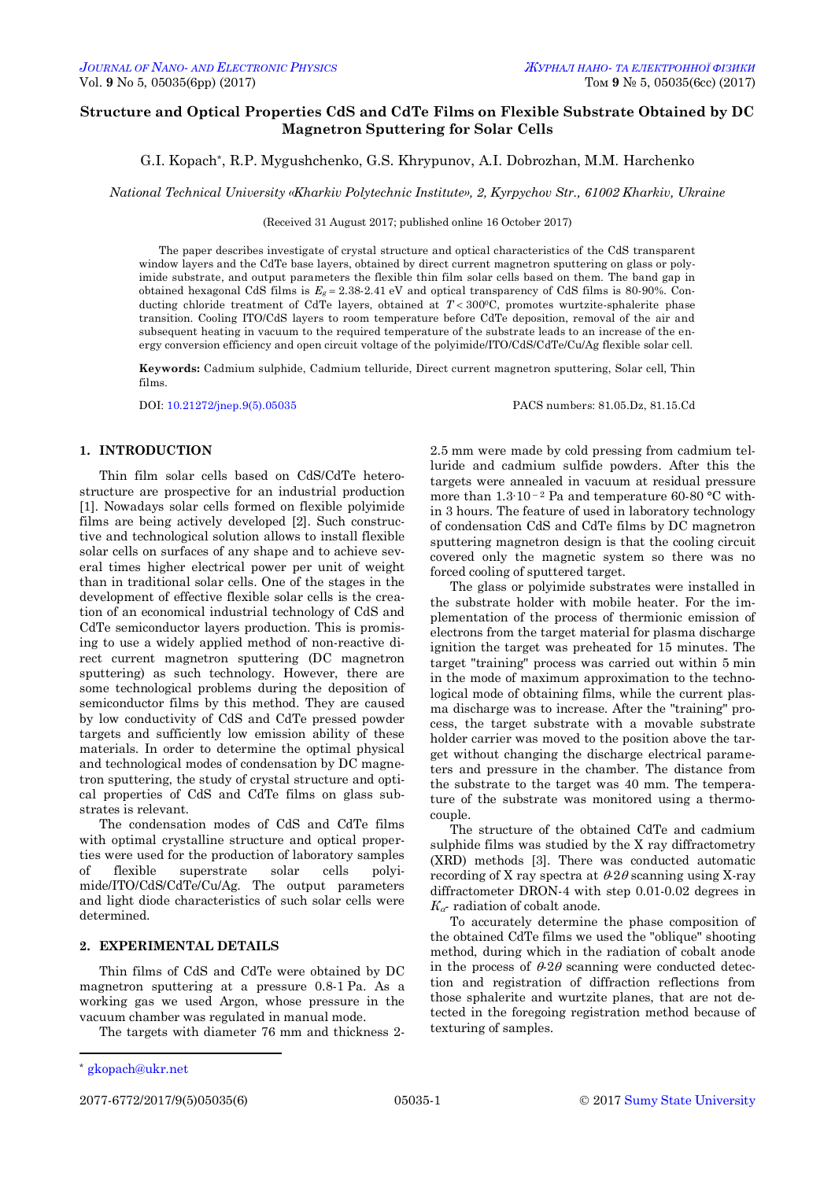# Structure and Optical Properties CdS and CdTe Films on Flexible Substrate Obtained by DC Magnetron Sputtering for Solar Cells

G.I. Kopach[*], R.P. Mygushchenko, G.S. Khrypunov, A.I. Dobrozhan, M.M. Harchenko

*National Technical University «Kharkiv Polytechnic Institute», 2, Kyrpychov Str., 61002 Kharkiv, Ukraine*

(Received 31 August 2017; published online 16 October 2017)

The paper describes investigate of crystal structure and optical characteristics of the CdS transparent window layers and the CdTe base layers, obtained by direct current magnetron sputtering on glass or polyimide substrate, and output parameters the flexible thin film solar cells based on them. The band gap in obtained hexagonal CdS films is $E_g = 2.38$-$2.41$ eV and optical transparency of CdS films is 80-90%. Conducting chloride treatment of CdTe layers, obtained at $T < 300^0$C, promotes wurtzite-sphalerite phase transition. Cooling ITO/CdS layers to room temperature before CdTe deposition, removal of the air and subsequent heating in vacuum to the required temperature of the substrate leads to an increase of the energy conversion efficiency and open circuit voltage of the polyimide/ITO/CdS/CdTe/Cu/Ag flexible solar cell.

**Keywords:** Cadmium sulphide, Cadmium telluride, Direct current magnetron sputtering, Solar cell, Thin films.

DOI: 10.21272/jnep.9(5).05035

PACS numbers: 81.05.Dz, 81.15.Cd

## 1. INTRODUCTION

Thin film solar cells based on CdS/CdTe heterostructure are prospective for an industrial production [1]. Nowadays solar cells formed on flexible polyimide films are being actively developed [2]. Such constructive and technological solution allows to install flexible solar cells on surfaces of any shape and to achieve several times higher electrical power per unit of weight than in traditional solar cells. One of the stages in the development of effective flexible solar cells is the creation of an economical industrial technology of CdS and CdTe semiconductor layers production. This is promising to use a widely applied method of non-reactive direct current magnetron sputtering (DC magnetron sputtering) as such technology. However, there are some technological problems during the deposition of semiconductor films by this method. They are caused by low conductivity of CdS and CdTe pressed powder targets and sufficiently low emission ability of these materials. In order to determine the optimal physical and technological modes of condensation by DC magnetron sputtering, the study of crystal structure and optical properties of CdS and CdTe films on glass substrates is relevant.

The condensation modes of CdS and CdTe films with optimal crystalline structure and optical properties were used for the production of laboratory samples of flexible superstrate solar cells polyimide/ITO/CdS/CdTe/Cu/Ag. The output parameters and light diode characteristics of such solar cells were determined.

## 2. EXPERIMENTAL DETAILS

Thin films of CdS and CdTe were obtained by DC magnetron sputtering at a pressure 0.8-1 Pa. As a working gas we used Argon, whose pressure in the vacuum chamber was regulated in manual mode.

The targets with diameter 76 mm and thickness 2-2.5 mm were made by cold pressing from cadmium telluride and cadmium sulfide powders. After this the targets were annealed in vacuum at residual pressure more than $1.3 \cdot 10^{-2}$ Pa and temperature 60-80 °C within 3 hours. The feature of used in laboratory technology of condensation CdS and CdTe films by DC magnetron sputtering magnetron design is that the cooling circuit covered only the magnetic system so there was no forced cooling of sputtered target.

The glass or polyimide substrates were installed in the substrate holder with mobile heater. For the implementation of the process of thermionic emission of electrons from the target material for plasma discharge ignition the target was preheated for 15 minutes. The target "training" process was carried out within 5 min in the mode of maximum approximation to the technological mode of obtaining films, while the current plasma discharge was to increase. After the "training" process, the target substrate with a movable substrate holder carrier was moved to the position above the target without changing the discharge electrical parameters and pressure in the chamber. The distance from the substrate to the target was 40 mm. The temperature of the substrate was monitored using a thermocouple.

The structure of the obtained CdTe and cadmium sulphide films was studied by the X ray diffractometry (XRD) methods [3]. There was conducted automatic recording of X ray spectra at $\theta$-$2\theta$ scanning using X-ray diffractometer DRON-4 with step 0.01-0.02 degrees in $K_\alpha$- radiation of cobalt anode.

To accurately determine the phase composition of the obtained CdTe films we used the "oblique" shooting method, during which in the radiation of cobalt anode in the process of $\theta$-$2\theta$ scanning were conducted detection and registration of diffraction reflections from those sphalerite and wurtzite planes, that are not detected in the foregoing registration method because of texturing of samples.

[*] gkopach@ukr.net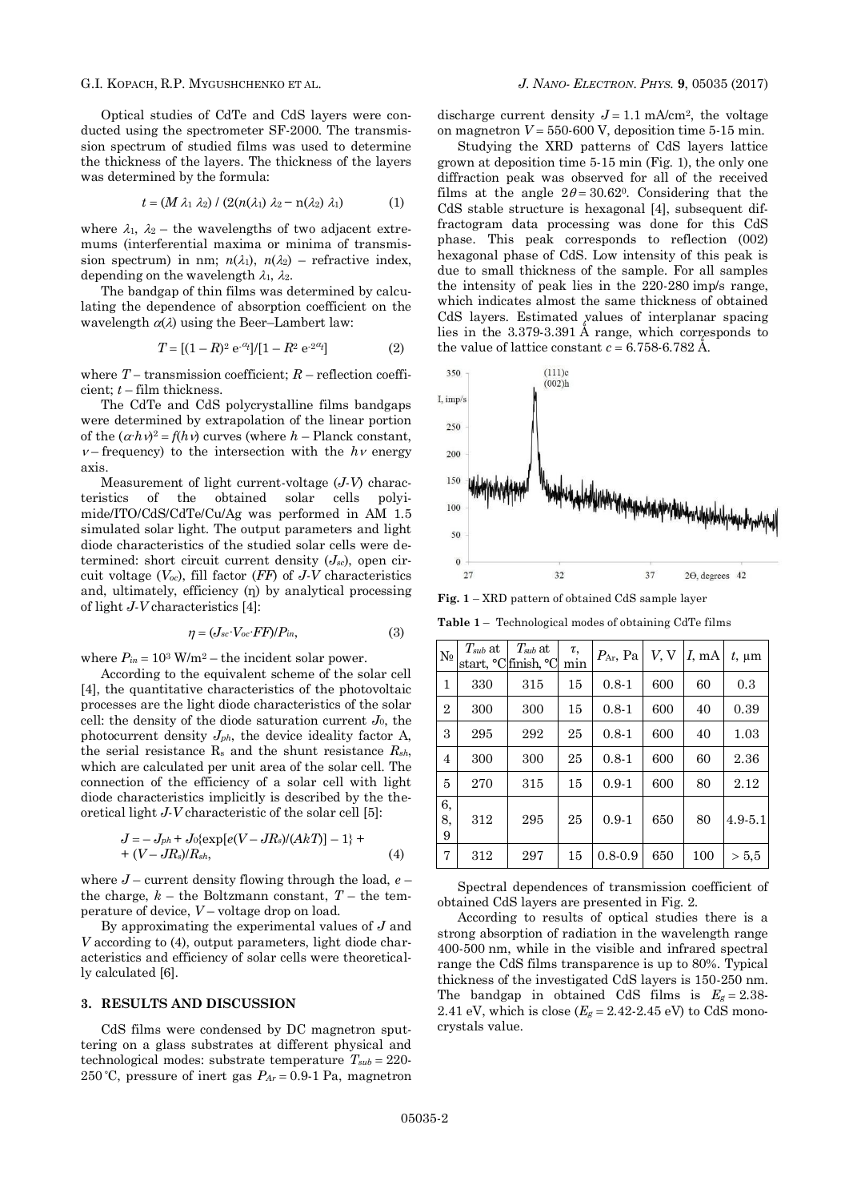Optical studies of CdTe and CdS layers were conducted using the spectrometer SF-2000. The transmission spectrum of studied films was used to determine the thickness of the layers. The thickness of the layers was determined by the formula:

$$t = (M \lambda_1 \lambda_2) / (2(n(\lambda_1) \lambda_2 - n(\lambda_2) \lambda_1) \quad (1)$$

where $\lambda_1$, $\lambda_2$ – the wavelengths of two adjacent extremums (interferential maxima or minima of transmission spectrum) in nm; $n(\lambda_1)$, $n(\lambda_2)$ – refractive index, depending on the wavelength $\lambda_1$, $\lambda_2$.

The bandgap of thin films was determined by calculating the dependence of absorption coefficient on the wavelength $\alpha(\lambda)$ using the Beer–Lambert law:

$$T = [(1 - R)^2 e^{-\alpha t}]/[1 - R^2 e^{-2\alpha t}] \quad (2)$$

where $T$ – transmission coefficient; $R$ – reflection coefficient; $t$ – film thickness.

The CdTe and CdS polycrystalline films bandgaps were determined by extrapolation of the linear portion of the $(\alpha \cdot h\nu)^2 = f(h\nu)$ curves (where $h$ – Planck constant, $\nu$ – frequency) to the intersection with the $h\nu$ energy axis.

Measurement of light current-voltage ($J$-$V$) characteristics of the obtained solar cells polyimide/ITO/CdS/CdTe/Cu/Ag was performed in AM 1.5 simulated solar light. The output parameters and light diode characteristics of the studied solar cells were determined: short circuit current density ($J_{sc}$), open circuit voltage ($V_{oc}$), fill factor ($FF$) of $J$-$V$ characteristics and, ultimately, efficiency (η) by analytical processing of light $J$-$V$ characteristics [4]:

$$\eta = (J_{sc} \cdot V_{oc} \cdot FF)/P_{in}, \quad (3)$$

where $P_{in} = 10^3$ W/m$^2$ – the incident solar power.

According to the equivalent scheme of the solar cell [4], the quantitative characteristics of the photovoltaic processes are the light diode characteristics of the solar cell: the density of the diode saturation current $J_0$, the photocurrent density $J_{ph}$, the device ideality factor A, the serial resistance $R_s$ and the shunt resistance $R_{sh}$, which are calculated per unit area of the solar cell. The connection of the efficiency of a solar cell with light diode characteristics implicitly is described by the theoretical light $J$-$V$ characteristic of the solar cell [5]:

$$J = -J_{ph} + J_0\{\exp[e(V - JR_s)/(AkT)] - 1\} + (V - JR_s)/R_{sh}, \quad (4)$$

where $J$ – current density flowing through the load, $e$ – the charge, $k$ – the Boltzmann constant, $T$ – the temperature of device, $V$ – voltage drop on load.

By approximating the experimental values of $J$ and $V$ according to (4), output parameters, light diode characteristics and efficiency of solar cells were theoretically calculated [6].

## 3. RESULTS AND DISCUSSION

CdS films were condensed by DC magnetron sputtering on a glass substrates at different physical and technological modes: substrate temperature $T_{sub} = 220$-$250\,^\circ$C, pressure of inert gas $P_{Ar} = 0.9$-$1$ Pa, magnetron discharge current density $J = 1.1$ mA/cm$^2$, the voltage on magnetron $V = 550$-$600$ V, deposition time 5-15 min.

Studying the XRD patterns of CdS layers lattice grown at deposition time 5-15 min (Fig. 1), the only one diffraction peak was observed for all of the received films at the angle $2\theta = 30.62^0$. Considering that the CdS stable structure is hexagonal [4], subsequent diffractogram data processing was done for this CdS phase. This peak corresponds to reflection (002) hexagonal phase of CdS. Low intensity of this peak is due to small thickness of the sample. For all samples the intensity of peak lies in the 220-280 imp/s range, which indicates almost the same thickness of obtained CdS layers. Estimated values of interplanar spacing lies in the 3.379-3.391 Å range, which corresponds to the value of lattice constant $c = 6.758$-$6.782$ Å.

**Fig. 1** – XRD pattern of obtained CdS sample layer

**Table 1** – Technological modes of obtaining CdTe films

| № | $T_{sub}$ at start, °C | $T_{sub}$ at finish, °C | $\tau$, min | $P_{Ar}$, Pa | $V$, V | $I$, mA | $t$, μm |
|---|---|---|---|---|---|---|---|
| 1 | 330 | 315 | 15 | 0.8-1 | 600 | 60 | 0.3 |
| 2 | 300 | 300 | 15 | 0.8-1 | 600 | 40 | 0.39 |
| 3 | 295 | 292 | 25 | 0.8-1 | 600 | 40 | 1.03 |
| 4 | 300 | 300 | 25 | 0.8-1 | 600 | 60 | 2.36 |
| 5 | 270 | 315 | 15 | 0.9-1 | 600 | 80 | 2.12 |
| 6, 8, 9 | 312 | 295 | 25 | 0.9-1 | 650 | 80 | 4.9-5.1 |
| 7 | 312 | 297 | 15 | 0.8-0.9 | 650 | 100 | > 5,5 |

Spectral dependences of transmission coefficient of obtained CdS layers are presented in Fig. 2.

According to results of optical studies there is a strong absorption of radiation in the wavelength range 400-500 nm, while in the visible and infrared spectral range the CdS films transparence is up to 80%. Typical thickness of the investigated CdS layers is 150-250 nm. The bandgap in obtained CdS films is $E_g = 2.38$-$2.41$ eV, which is close ($E_g = 2.42$-$2.45$ eV) to CdS monocrystals value.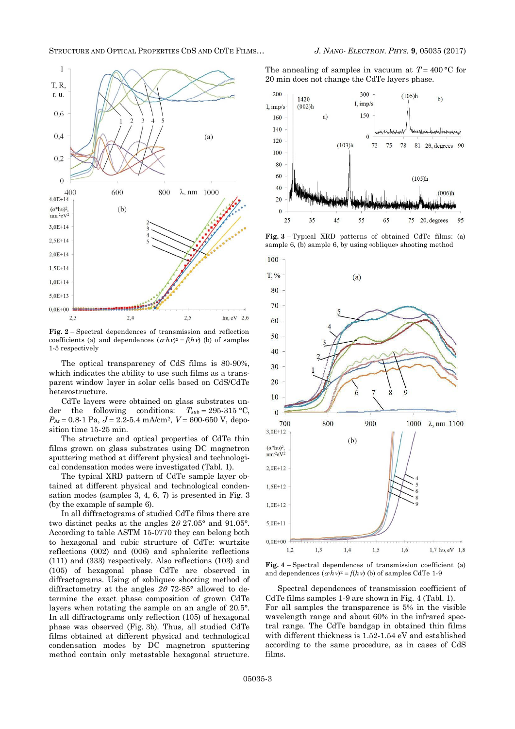**Fig. 2** – Spectral dependences of transmission and reflection coefficients (a) and dependences $(\alpha \cdot h\nu)^2 = f(h\nu)$ (b) of samples 1-5 respectively

The optical transparency of CdS films is 80-90%, which indicates the ability to use such films as a transparent window layer in solar cells based on CdS/CdTe heterostructure.

CdTe layers were obtained on glass substrates under the following conditions: $T_{sub} = 295\text{-}315$ °C, $P_{Ar} = 0.8\text{-}1$ Pa, $J = 2.2\text{-}5.4$ mA/cm$^2$, $V = 600\text{-}650$ V, deposition time 15-25 min.

The structure and optical properties of CdTe thin films grown on glass substrates using DC magnetron sputtering method at different physical and technological condensation modes were investigated (Tabl. 1).

The typical XRD pattern of CdTe sample layer obtained at different physical and technological condensation modes (samples 3, 4, 6, 7) is presented in Fig. 3 (by the example of sample 6).

In all diffractograms of studied CdTe films there are two distinct peaks at the angles $2\theta$ 27.05° and 91.05°. According to table ASTM 15-0770 they can belong both to hexagonal and cubic structure of CdTe: wurtzite reflections (002) and (006) and sphalerite reflections (111) and (333) respectively. Also reflections (103) and (105) of hexagonal phase CdTe are observed in diffractograms. Using of «oblique» shooting method of diffractometry at the angles $2\theta$ 72-85° allowed to determine the exact phase composition of grown CdTe layers when rotating the sample on an angle of 20.5°. In all diffractograms only reflection (105) of hexagonal phase was observed (Fig. 3b). Thus, all studied CdTe films obtained at different physical and technological condensation modes by DC magnetron sputtering method contain only metastable hexagonal structure.

The annealing of samples in vacuum at $T = 400$ °C for 20 min does not change the CdTe layers phase.

**Fig. 3** – Typical XRD patterns of obtained CdTe films: (a) sample 6, (b) sample 6, by using «oblique» shooting method

**Fig. 4** – Spectral dependences of transmission coefficient (a) and dependences $(\alpha \cdot h\nu)^2 = f(h\nu)$ (b) of samples CdTe 1-9

Spectral dependences of transmission coefficient of CdTe films samples 1-9 are shown in Fig. 4 (Tabl. 1). For all samples the transparence is 5% in the visible wavelength range and about 60% in the infrared spectral range. The CdTe bandgap in obtained thin films with different thickness is 1.52-1.54 eV and established according to the same procedure, as in cases of CdS films.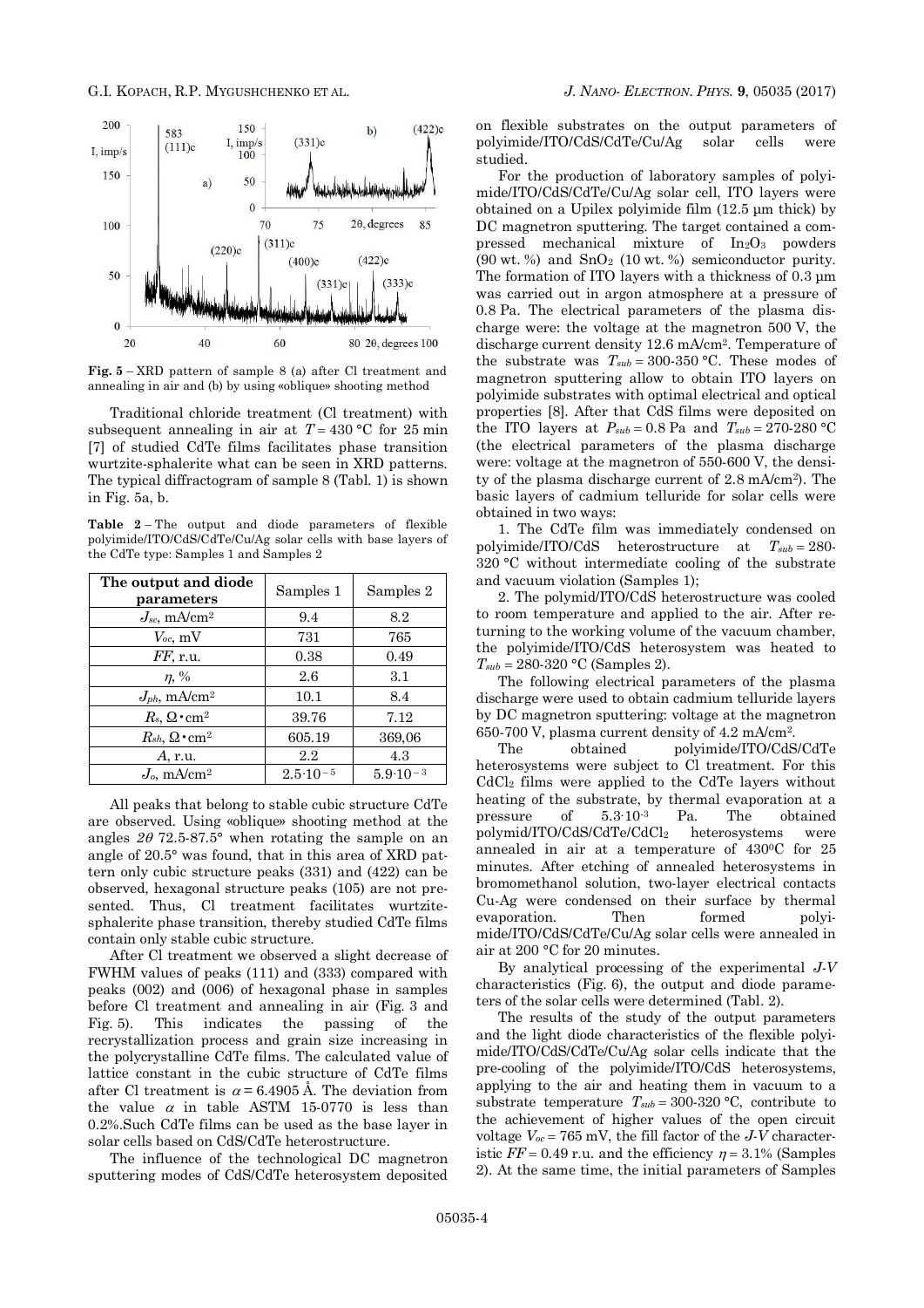Fig. 5 – XRD pattern of sample 8 (a) after Cl treatment and annealing in air and (b) by using «oblique» shooting method

Traditional chloride treatment (Cl treatment) with subsequent annealing in air at $T = 430$ °C for 25 min [7] of studied CdTe films facilitates phase transition wurtzite-sphalerite what can be seen in XRD patterns. The typical diffractogram of sample 8 (Tabl. 1) is shown in Fig. 5a, b.

**Table 2** – The output and diode parameters of flexible polyimide/ITO/CdS/CdTe/Cu/Ag solar cells with base layers of the CdTe type: Samples 1 and Samples 2

| The output and diode parameters | Samples 1 | Samples 2 |
|---|---|---|
| $J_{sc}$, mA/cm$^2$ | 9.4 | 8.2 |
| $V_{oc}$, mV | 731 | 765 |
| $FF$, r.u. | 0.38 | 0.49 |
| $\eta$, % | 2.6 | 3.1 |
| $J_{ph}$, mA/cm$^2$ | 10.1 | 8.4 |
| $R_s$, $\Omega \cdot$cm$^2$ | 39.76 | 7.12 |
| $R_{sh}$, $\Omega \cdot$cm$^2$ | 605.19 | 369,06 |
| $A$, r.u. | 2.2 | 4.3 |
| $J_o$, mA/cm$^2$ | $2.5 \cdot 10^{-5}$ | $5.9 \cdot 10^{-3}$ |

All peaks that belong to stable cubic structure CdTe are observed. Using «oblique» shooting method at the angles $2\theta$ 72.5-87.5° when rotating the sample on an angle of 20.5° was found, that in this area of XRD pattern only cubic structure peaks (331) and (422) can be observed, hexagonal structure peaks (105) are not presented. Thus, Cl treatment facilitates wurtzite-sphalerite phase transition, thereby studied CdTe films contain only stable cubic structure.

After Cl treatment we observed a slight decrease of FWHM values of peaks (111) and (333) compared with peaks (002) and (006) of hexagonal phase in samples before Cl treatment and annealing in air (Fig. 3 and Fig. 5). This indicates the passing of the recrystallization process and grain size increasing in the polycrystalline CdTe films. The calculated value of lattice constant in the cubic structure of CdTe films after Cl treatment is $\alpha = 6.4905$ Å. The deviation from the value $\alpha$ in table ASTM 15-0770 is less than 0.2%.Such CdTe films can be used as the base layer in solar cells based on CdS/CdTe heterostructure.

The influence of the technological DC magnetron sputtering modes of CdS/CdTe heterosystem deposited on flexible substrates on the output parameters of polyimide/ITO/CdS/CdTe/Cu/Ag solar cells were studied.

For the production of laboratory samples of polyimide/ITO/CdS/CdTe/Cu/Ag solar cell, ITO layers were obtained on a Upilex polyimide film (12.5 μm thick) by DC magnetron sputtering. The target contained a compressed mechanical mixture of $In_2O_3$ powders (90 wt. %) and $SnO_2$ (10 wt. %) semiconductor purity. The formation of ITO layers with a thickness of 0.3 μm was carried out in argon atmosphere at a pressure of 0.8 Pa. The electrical parameters of the plasma discharge were: the voltage at the magnetron 500 V, the discharge current density 12.6 mA/cm$^2$. Temperature of the substrate was $T_{sub} = 300$-$350$ °C. These modes of magnetron sputtering allow to obtain ITO layers on polyimide substrates with optimal electrical and optical properties [8]. After that CdS films were deposited on the ITO layers at $P_{sub} = 0.8$ Pa and $T_{sub} = 270$-$280$ °C (the electrical parameters of the plasma discharge were: voltage at the magnetron of 550-600 V, the density of the plasma discharge current of 2.8 mA/cm$^2$). The basic layers of cadmium telluride for solar cells were obtained in two ways:

1. The CdTe film was immediately condensed on polyimide/ITO/CdS heterostructure at $T_{sub} = 280$-$320$ °C without intermediate cooling of the substrate and vacuum violation (Samples 1);
2. The polymid/ITO/CdS heterostructure was cooled to room temperature and applied to the air. After returning to the working volume of the vacuum chamber, the polyimide/ITO/CdS heterosystem was heated to $T_{sub} = 280$-$320$ °C (Samples 2).

The following electrical parameters of the plasma discharge were used to obtain cadmium telluride layers by DC magnetron sputtering: voltage at the magnetron 650-700 V, plasma current density of 4.2 mA/cm$^2$.

The obtained polyimide/ITO/CdS/CdTe heterosystems were subject to Cl treatment. For this $CdCl_2$ films were applied to the CdTe layers without heating of the substrate, by thermal evaporation at a pressure of $5.3 \cdot 10^{-3}$ Pa. The obtained polymid/ITO/CdS/CdTe/$CdCl_2$ heterosystems were annealed in air at a temperature of 430$^0$C for 25 minutes. After etching of annealed heterosystems in bromomethanol solution, two-layer electrical contacts Cu-Ag were condensed on their surface by thermal evaporation. Then formed polyimide/ITO/CdS/CdTe/Cu/Ag solar cells were annealed in air at 200 °C for 20 minutes.

By analytical processing of the experimental $J$-$V$ characteristics (Fig. 6), the output and diode parameters of the solar cells were determined (Tabl. 2).

The results of the study of the output parameters and the light diode characteristics of the flexible polyimide/ITO/CdS/CdTe/Cu/Ag solar cells indicate that the pre-cooling of the polyimide/ITO/CdS heterosystems, applying to the air and heating them in vacuum to a substrate temperature $T_{sub} = 300$-$320$ °C, contribute to the achievement of higher values of the open circuit voltage $V_{oc} = 765$ mV, the fill factor of the $J$-$V$ characteristic $FF = 0.49$ r.u. and the efficiency $\eta = 3.1$% (Samples 2). At the same time, the initial parameters of Samples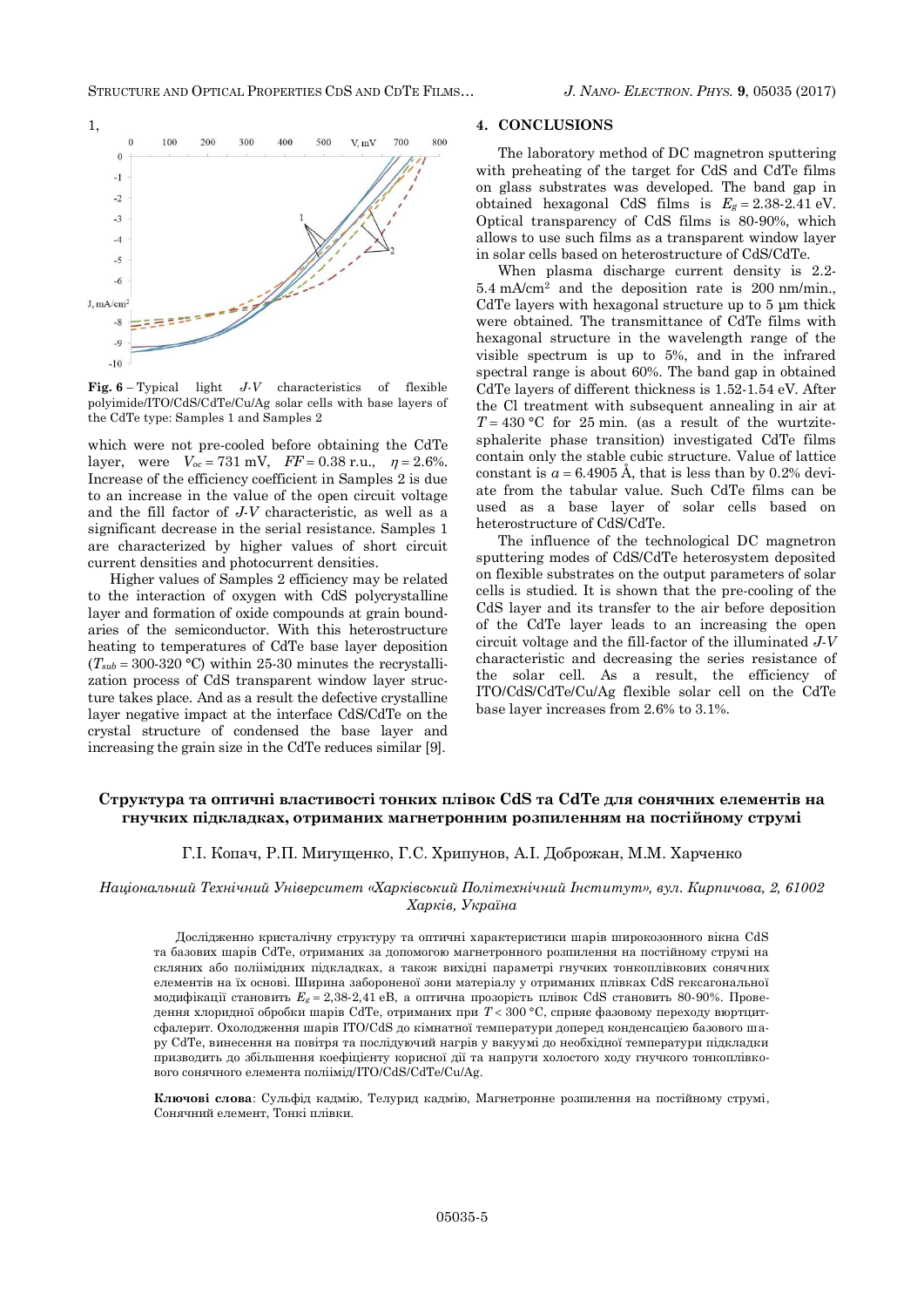1,

**Fig. 6** – Typical light *J-V* characteristics of flexible polyimide/ITO/CdS/CdTe/Cu/Ag solar cells with base layers of the CdTe type: Samples 1 and Samples 2

which were not pre-cooled before obtaining the CdTe layer, were $V_{oc}$ = 731 mV, *FF* = 0.38 r.u., $\eta$ = 2.6%. Increase of the efficiency coefficient in Samples 2 is due to an increase in the value of the open circuit voltage and the fill factor of *J-V* characteristic, as well as a significant decrease in the serial resistance. Samples 1 are characterized by higher values of short circuit current densities and photocurrent densities.

Higher values of Samples 2 efficiency may be related to the interaction of oxygen with CdS polycrystalline layer and formation of oxide compounds at grain boundaries of the semiconductor. With this heterostructure heating to temperatures of CdTe base layer deposition ($T_{sub}$ = 300-320 °C) within 25-30 minutes the recrystallization process of CdS transparent window layer structure takes place. And as a result the defective crystalline layer negative impact at the interface CdS/CdTe on the crystal structure of condensed the base layer and increasing the grain size in the CdTe reduces similar [9].

## 4. CONCLUSIONS

The laboratory method of DC magnetron sputtering with preheating of the target for CdS and CdTe films on glass substrates was developed. The band gap in obtained hexagonal CdS films is $E_g$ = 2.38-2.41 eV. Optical transparency of CdS films is 80-90%, which allows to use such films as a transparent window layer in solar cells based on heterostructure of CdS/CdTe.

When plasma discharge current density is 2.2-5.4 mA/cm$^2$ and the deposition rate is 200 nm/min., CdTe layers with hexagonal structure up to 5 µm thick were obtained. The transmittance of CdTe films with hexagonal structure in the wavelength range of the visible spectrum is up to 5%, and in the infrared spectral range is about 60%. The band gap in obtained CdTe layers of different thickness is 1.52-1.54 eV. After the Cl treatment with subsequent annealing in air at *T* = 430 °C for 25 min. (as a result of the wurtzite-sphalerite phase transition) investigated CdTe films contain only the stable cubic structure. Value of lattice constant is *a* = 6.4905 Å, that is less than by 0.2% deviate from the tabular value. Such CdTe films can be used as a base layer of solar cells based on heterostructure of CdS/CdTe.

The influence of the technological DC magnetron sputtering modes of CdS/CdTe heterosystem deposited on flexible substrates on the output parameters of solar cells is studied. It is shown that the pre-cooling of the CdS layer and its transfer to the air before deposition of the CdTe layer leads to an increasing the open circuit voltage and the fill-factor of the illuminated *J-V* characteristic and decreasing the series resistance of the solar cell. As a result, the efficiency of ITO/CdS/CdTe/Cu/Ag flexible solar cell on the CdTe base layer increases from 2.6% to 3.1%.

## Структура та оптичні властивості тонких плівок CdS та CdTe для сонячних елементів на гнучких підкладках, отриманих магнетронним розпиленням на постійному струмі

Г.І. Копач, Р.П. Мигущенко, Г.С. Хрипунов, А.І. Доброжан, М.М. Харченко

*Національний Технічний Університет «Харківський Політехнічний Інститут», вул. Кирпичова, 2, 61002 Харків, Україна*

Досліджено кристалічну структуру та оптичні характеристики шарів широкозонного вікна CdS та базових шарів CdTe, отриманих за допомогою магнетронного розпилення на постійному струмі на скляних або поліімідних підкладках, а також вихідні параметрі гнучких тонкоплівкових сонячних елементів на їх основі. Ширина забороненої зони матеріалу у отриманих плівках CdS гексагональної модифікації становить $E_g$ = 2,38-2,41 еВ, а оптична прозорість плівок CdS становить 80-90%. Проведення хлоридної обробки шарів CdTe, отриманих при *T* < 300 °C, сприяє фазовому переходу вюртцит-сфалерит. Охолодження шарів ITO/CdS до кімнатної температури доперед конденсацією базового шару CdTe, винесення на повітря та послідуючий нагрів у вакуумі до необхідної температури підкладки призводить до збільшення коефіцієнту корисної дії та напруги холостого ходу гнучкого тонкоплівкового сонячного елемента полііміді/ITO/CdS/CdTe/Cu/Ag.

**Ключові слова**: Сульфід кадмію, Телурид кадмію, Магнетронне розпилення на постійному струмі, Сонячний елемент, Тонкі плівки.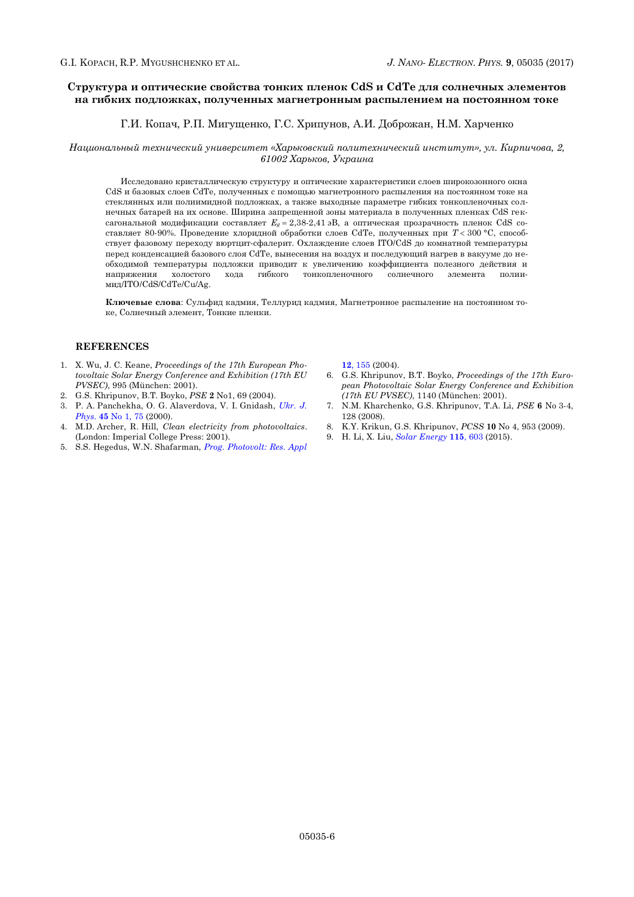# Структура и оптические свойства тонких пленок CdS и CdTe для солнечных элементов на гибких подложках, полученных магнетронным распылением на постоянном токе

Г.И. Копач, Р.П. Мигущенко, Г.С. Хрипунов, А.И. Доброжан, Н.М. Харченко

*Национальный технический университет «Харьковский политехнический институт», ул. Кирпичова, 2, 61002 Харьков, Украина*

Исследовано кристаллическую структуру и оптические характеристики слоев широкозонного окна CdS и базовых слоев CdTe, полученных с помощью магнетронного распыления на постоянном токе на стеклянных или полиимидной подложках, а также выходные параметре гибких тонкопленочных солнечных батарей на их основе. Ширина запрещенной зоны материала в полученных пленках CdS гексагональной модификации составляет $E_g$ = 2,38-2,41 эВ, а оптическая прозрачность пленок CdS составляет 80-90%. Проведение хлоридной обработки слоев CdTe, полученных при $T$ < 300 °C, способствует фазовому переходу вюртцит-сфалерит. Охлаждение слоев ITO/CdS до комнатной температуры перед конденсацией базового слоя CdTe, вынесения на воздух и последующий нагрев в вакууме до необходимой температуры подложки приводит к увеличению коэффициента полезного действия и напряжения холостого хода гибкого тонкопленочного солнечного элемента полиимид/ITO/CdS/CdTe/Cu/Ag.

**Ключевые слова**: Сульфид кадмия, Теллурид кадмия, Магнетронное распыление на постоянном токе, Солнечный элемент, Тонкие пленки.

## REFERENCES

1. X. Wu, J. C. Keane, *Proceedings of the 17th European Photovoltaic Solar Energy Conference and Exhibition (17th EU PVSEC)*, 995 (München: 2001).
2. G.S. Khripunov, B.T. Boyko, *PSE* **2** No1, 69 (2004).
3. P. A. Panchekha, O. G. Alaverdova, V. I. Gnidash, *Ukr. J. Phys.* **45** No 1, 75 (2000).
4. M.D. Archer, R. Hill, *Clean electricity from photovoltaics*. (London: Imperial College Press: 2001).
5. S.S. Hegedus, W.N. Shafarman, *Prog. Photovolt: Res. Appl* **12**, 155 (2004).
6. G.S. Khripunov, B.T. Boyko, *Proceedings of the 17th European Photovoltaic Solar Energy Conference and Exhibition (17th EU PVSEC)*, 1140 (München: 2001).
7. N.M. Kharchenko, G.S. Khripunov, T.A. Li, *PSE* **6** No 3-4, 128 (2008).
8. K.Y. Krikun, G.S. Khripunov, *PCSS* **10** No 4, 953 (2009).
9. H. Li, X. Liu, *Solar Energy* **115**, 603 (2015).